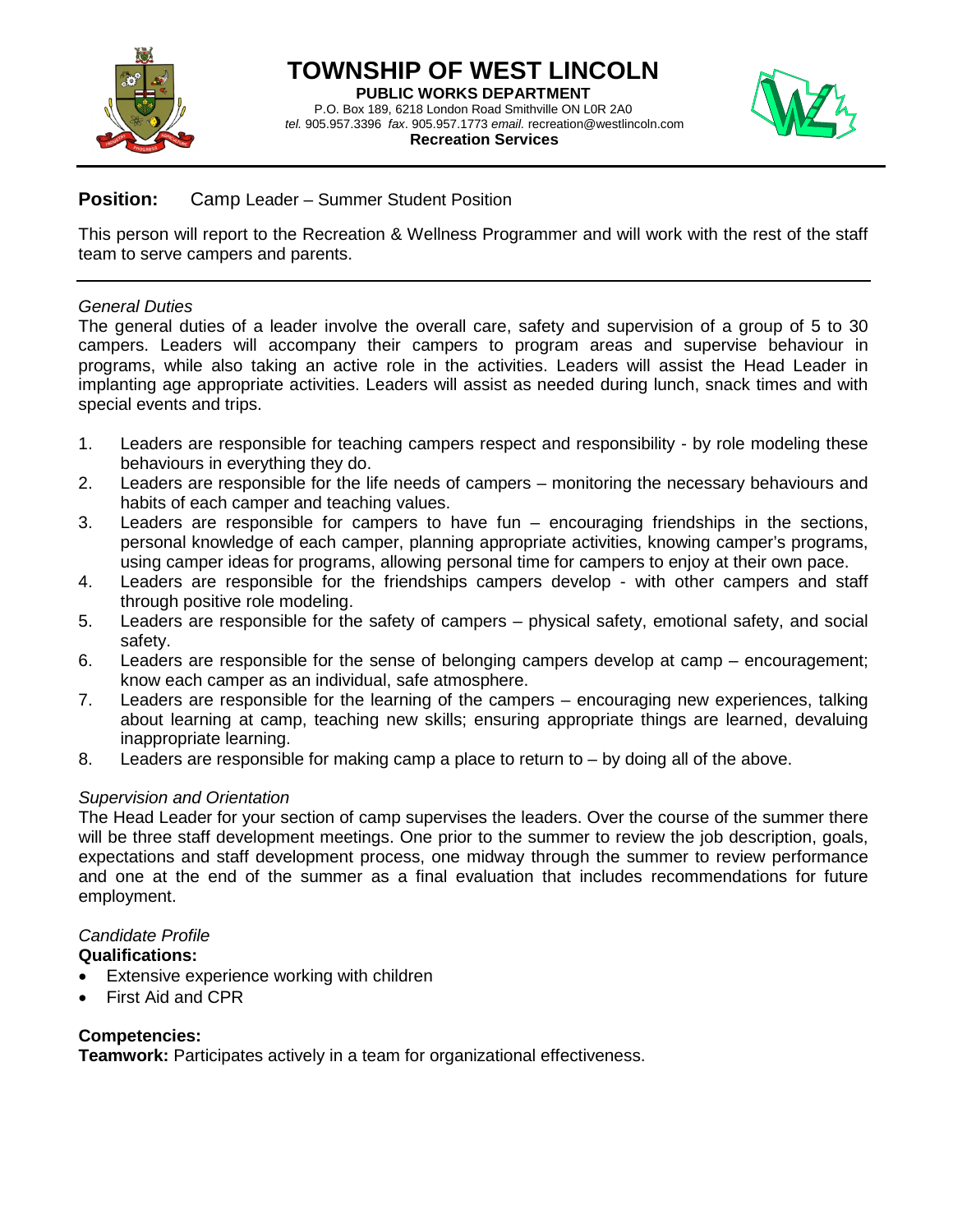# TOWNSHIP OF WEST LINCOLN

**PUBLIC WORKS DEPARTMENT**

P.O. Box 189, 6218 London Road Smithville ON L0R 2A0

*tel.* 905.957.3396 *fax*. 905.957.1773 *email.* recreation@westlincoln.com

**Recreation Services**

---

**Position:** Camp Leader – Summer Student Position

This person will report to the Recreation & Wellness Programmer and will work with the rest of the staff team to serve campers and parents.

---

*General Duties*

The general duties of a leader involve the overall care, safety and supervision of a group of 5 to 30 campers. Leaders will accompany their campers to program areas and supervise behaviour in programs, while also taking an active role in the activities. Leaders will assist the Head Leader in implanting age appropriate activities. Leaders will assist as needed during lunch, snack times and with special events and trips.

1. Leaders are responsible for teaching campers respect and responsibility - by role modeling these behaviours in everything they do.
2. Leaders are responsible for the life needs of campers – monitoring the necessary behaviours and habits of each camper and teaching values.
3. Leaders are responsible for campers to have fun – encouraging friendships in the sections, personal knowledge of each camper, planning appropriate activities, knowing camper's programs, using camper ideas for programs, allowing personal time for campers to enjoy at their own pace.
4. Leaders are responsible for the friendships campers develop - with other campers and staff through positive role modeling.
5. Leaders are responsible for the safety of campers – physical safety, emotional safety, and social safety.
6. Leaders are responsible for the sense of belonging campers develop at camp – encouragement; know each camper as an individual, safe atmosphere.
7. Leaders are responsible for the learning of the campers – encouraging new experiences, talking about learning at camp, teaching new skills; ensuring appropriate things are learned, devaluing inappropriate learning.
8. Leaders are responsible for making camp a place to return to – by doing all of the above.

*Supervision and Orientation*

The Head Leader for your section of camp supervises the leaders. Over the course of the summer there will be three staff development meetings. One prior to the summer to review the job description, goals, expectations and staff development process, one midway through the summer to review performance and one at the end of the summer as a final evaluation that includes recommendations for future employment.

*Candidate Profile*

**Qualifications:**

- Extensive experience working with children
- First Aid and CPR

**Competencies:**

**Teamwork:** Participates actively in a team for organizational effectiveness.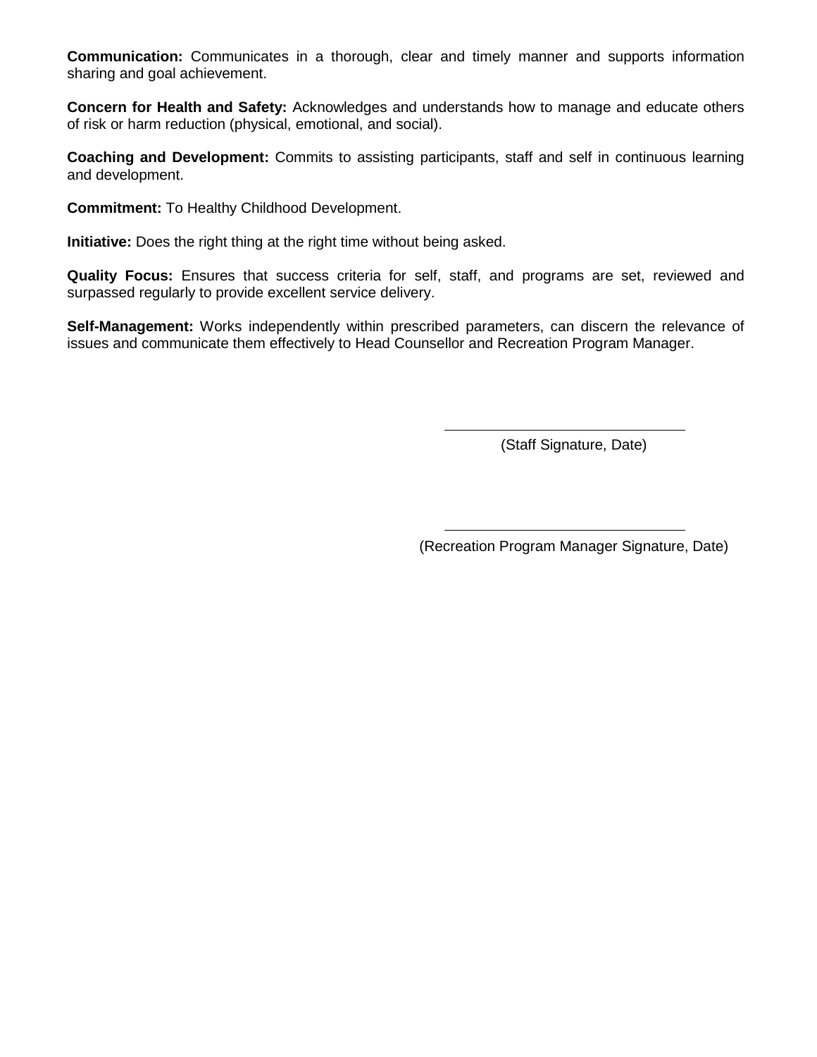**Communication:** Communicates in a thorough, clear and timely manner and supports information sharing and goal achievement.

**Concern for Health and Safety:** Acknowledges and understands how to manage and educate others of risk or harm reduction (physical, emotional, and social).

**Coaching and Development:** Commits to assisting participants, staff and self in continuous learning and development.

**Commitment:** To Healthy Childhood Development.

**Initiative:** Does the right thing at the right time without being asked.

**Quality Focus:** Ensures that success criteria for self, staff, and programs are set, reviewed and surpassed regularly to provide excellent service delivery.

**Self-Management:** Works independently within prescribed parameters, can discern the relevance of issues and communicate them effectively to Head Counsellor and Recreation Program Manager.

\_\_\_\_\_\_\_\_\_\_\_\_\_\_\_\_\_\_\_\_\_\_\_\_\_\_\_\_\_\_

(Staff Signature, Date)

\_\_\_\_\_\_\_\_\_\_\_\_\_\_\_\_\_\_\_\_\_\_\_\_\_\_\_\_\_\_

(Recreation Program Manager Signature, Date)